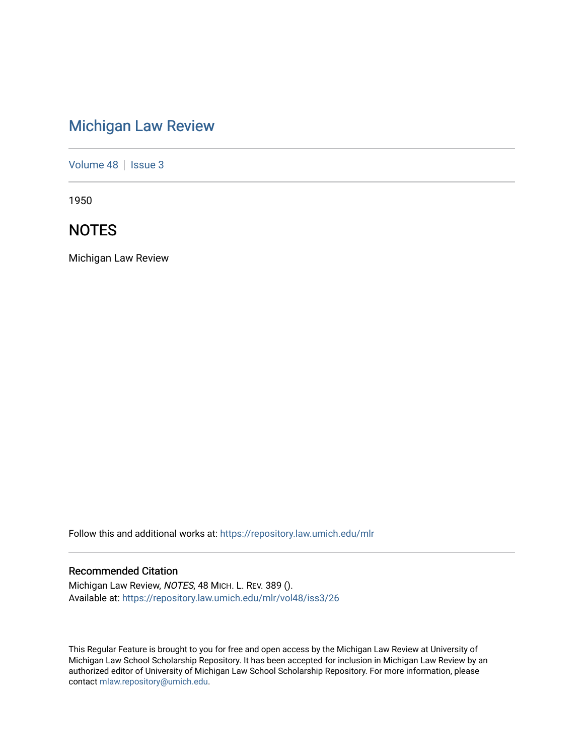# Michigan Law Review

Volume 48 | Issue 3

1950

## NOTES

Michigan Law Review

Follow this and additional works at: https://repository.law.umich.edu/mlr

### Recommended Citation

Michigan Law Review, *NOTES*, 48 MICH. L. REV. 389 ().
Available at: https://repository.law.umich.edu/mlr/vol48/iss3/26

This Regular Feature is brought to you for free and open access by the Michigan Law Review at University of Michigan Law School Scholarship Repository. It has been accepted for inclusion in Michigan Law Review by an authorized editor of University of Michigan Law School Scholarship Repository. For more information, please contact mlaw.repository@umich.edu.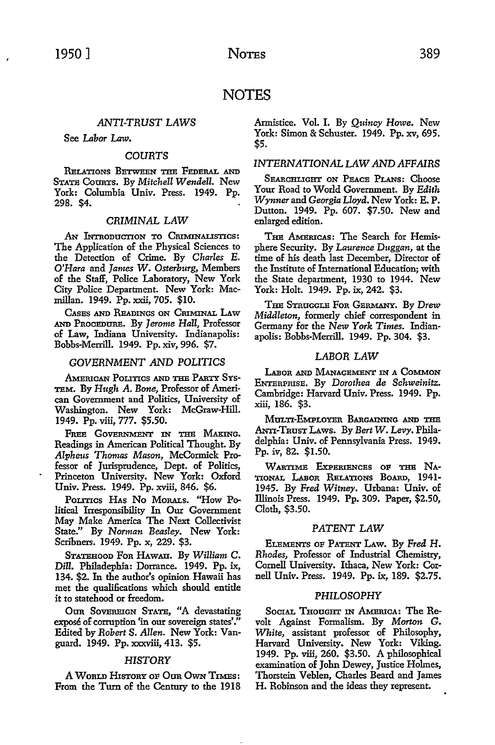# NOTES

### ANTI-TRUST LAWS

See *Labor Law.*

### COURTS

RELATIONS BETWEEN THE FEDERAL AND STATE COURTS. By *Mitchell Wendell.* New York: Columbia Univ. Press. 1949. Pp. 298. $4.

### CRIMINAL LAW

AN INTRODUCTION TO CRIMINALISTICS: The Application of the Physical Sciences to the Detection of Crime. By *Charles E. O'Hara* and *James W. Osterburg,* Members of the Staff, Police Laboratory, New York City Police Department. New York: Macmillan. 1949. Pp. xxii, 705. $10.

CASES AND READINGS ON CRIMINAL LAW AND PROCEDURE. By *Jerome Hall,* Professor of Law, Indiana University. Indianapolis: Bobbs-Merrill. 1949. Pp. xiv, 996. $7.

### GOVERNMENT AND POLITICS

AMERICAN POLITICS AND THE PARTY SYSTEM. By *Hugh A. Bone,* Professor of American Government and Politics, University of Washington. New York: McGraw-Hill. 1949. Pp. viii, 777. $5.50.

FREE GOVERNMENT IN THE MAKING. Readings in American Political Thought. By *Alpheus Thomas Mason,* McCormick Professor of Jurisprudence, Dept. of Politics, Princeton University. New York: Oxford Univ. Press. 1949. Pp. xviii, 846. $6.

POLITICS HAS NO MORALS. "How Political Irresponsibility In Our Government May Make America The Next Collectivist State." By *Norman Beasley.* New York: Scribners. 1949. Pp. x, 229. $3.

STATEHOOD FOR HAWAII. By *William C. Dill.* Philadephia: Dorrance. 1949. Pp. ix, 134. $2. In the author's opinion Hawaii has met the qualifications which should entitle it to statehood or freedom.

OUR SOVEREIGN STATE, "A devastating exposé of corruption 'in our sovereign states'." Edited by *Robert S. Allen.* New York: Vanguard. 1949. Pp. xxxviii, 413. $5.

### HISTORY

A WORLD HISTORY OF OUR OWN TIMES: From the Turn of the Century to the 1918 Armistice. Vol. I. By *Quincy Howe.* New York: Simon & Schuster. 1949. Pp. xv, 695. $5.

### INTERNATIONAL LAW AND AFFAIRS

SEARCHLIGHT ON PEACE PLANS: Choose Your Road to World Government. By *Edith Wynner* and *Georgia Lloyd.* New York: E. P. Dutton. 1949. Pp. 607. $7.50. New and enlarged edition.

THE AMERICAS: The Search for Hemisphere Security. By *Laurence Duggan,* at the time of his death last December, Director of the Institute of International Education; with the State department, 1930 to 1944. New York: Holt. 1949. Pp. ix, 242. $3.

THE STRUGGLE FOR GERMANY. By *Drew Middleton,* formerly chief correspondent in Germany for the *New York Times.* Indianapolis: Bobbs-Merrill. 1949. Pp. 304. $3.

### LABOR LAW

LABOR AND MANAGEMENT IN A COMMON ENTERPRISE. By *Dorothea de Schweinitz.* Cambridge: Harvard Univ. Press. 1949. Pp. xiii, 186. $3.

MULTI-EMPLOYER BARGAINING AND THE ANTI-TRUST LAWS. By *Bert W. Levy.* Philadelphia: Univ. of Pennsylvania Press. 1949. Pp. iv, 82. $1.50.

WARTIME EXPERIENCES OF THE NATIONAL LABOR RELATIONS BOARD, 1941-1945. By *Fred Witney.* Urbana: Univ. of Illinois Press. 1949. Pp. 309. Paper, $2.50, Cloth, $3.50.

### PATENT LAW

ELEMENTS OF PATENT LAW. By *Fred H. Rhodes,* Professor of Industrial Chemistry, Cornell University. Ithaca, New York: Cornell Univ. Press. 1949. Pp. ix, 189. $2.75.

### PHILOSOPHY

SOCIAL THOUGHT IN AMERICA: The Revolt Against Formalism. By *Morton G. White,* assistant professor of Philosophy, Harvard University. New York: Viking. 1949. Pp. viii, 260. $3.50. A philosophical examination of John Dewey, Justice Holmes, Thorstein Veblen, Charles Beard and James H. Robinson and the ideas they represent.